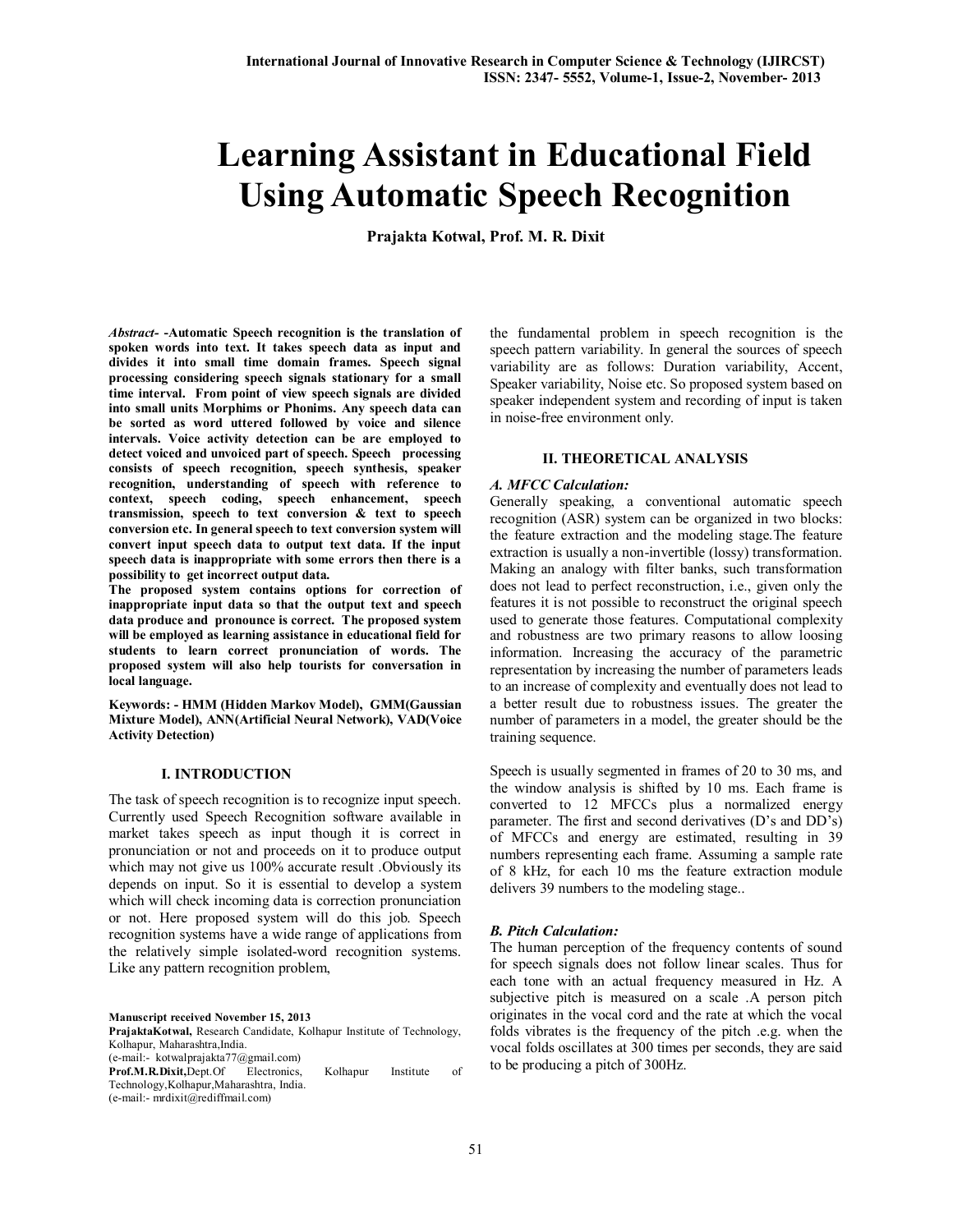# Learning Assistant in Educational Field Using Automatic Speech Recognition

**Prajakta Kotwal, Prof. M. R. Dixit**

***Abstract*- -Automatic Speech recognition is the translation of spoken words into text. It takes speech data as input and divides it into small time domain frames. Speech signal processing considering speech signals stationary for a small time interval. From point of view speech signals are divided into small units Morphims or Phonims. Any speech data can be sorted as word uttered followed by voice and silence intervals. Voice activity detection can be are employed to detect voiced and unvoiced part of speech. Speech processing consists of speech recognition, speech synthesis, speaker recognition, understanding of speech with reference to context, speech coding, speech enhancement, speech transmission, speech to text conversion & text to speech conversion etc. In general speech to text conversion system will convert input speech data to output text data. If the input speech data is inappropriate with some errors then there is a possibility to get incorrect output data.**

**The proposed system contains options for correction of inappropriate input data so that the output text and speech data produce and pronounce is correct. The proposed system will be employed as learning assistance in educational field for students to learn correct pronunciation of words. The proposed system will also help tourists for conversation in local language.**

**Keywords: - HMM (Hidden Markov Model), GMM(Gaussian Mixture Model), ANN(Artificial Neural Network), VAD(Voice Activity Detection)**

## I. INTRODUCTION

The task of speech recognition is to recognize input speech. Currently used Speech Recognition software available in market takes speech as input though it is correct in pronunciation or not and proceeds on it to produce output which may not give us 100% accurate result .Obviously its depends on input. So it is essential to develop a system which will check incoming data is correction pronunciation or not. Here proposed system will do this job. Speech recognition systems have a wide range of applications from the relatively simple isolated-word recognition systems. Like any pattern recognition problem, the fundamental problem in speech recognition is the speech pattern variability. In general the sources of speech variability are as follows: Duration variability, Accent, Speaker variability, Noise etc. So proposed system based on speaker independent system and recording of input is taken in noise-free environment only.

**Manuscript received November 15, 2013**

**PrajaktaKotwal,** Research Candidate, Kolhapur Institute of Technology, Kolhapur, Maharashtra,India.
(e-mail:- kotwalprajakta77@gmail.com)

**Prof.M.R.Dixit,**Dept.Of Electronics, Kolhapur Institute of Technology,Kolhapur,Maharashtra, India.
(e-mail:- mrdixit@rediffmail.com)

## II. THEORETICAL ANALYSIS

### *A. MFCC Calculation:*

Generally speaking, a conventional automatic speech recognition (ASR) system can be organized in two blocks: the feature extraction and the modeling stage.The feature extraction is usually a non-invertible (lossy) transformation. Making an analogy with filter banks, such transformation does not lead to perfect reconstruction, i.e., given only the features it is not possible to reconstruct the original speech used to generate those features. Computational complexity and robustness are two primary reasons to allow loosing information. Increasing the accuracy of the parametric representation by increasing the number of parameters leads to an increase of complexity and eventually does not lead to a better result due to robustness issues. The greater the number of parameters in a model, the greater should be the training sequence.

Speech is usually segmented in frames of 20 to 30 ms, and the window analysis is shifted by 10 ms. Each frame is converted to 12 MFCCs plus a normalized energy parameter. The first and second derivatives (D's and DD's) of MFCCs and energy are estimated, resulting in 39 numbers representing each frame. Assuming a sample rate of 8 kHz, for each 10 ms the feature extraction module delivers 39 numbers to the modeling stage..

### *B. Pitch Calculation:*

The human perception of the frequency contents of sound for speech signals does not follow linear scales. Thus for each tone with an actual frequency measured in Hz. A subjective pitch is measured on a scale .A person pitch originates in the vocal cord and the rate at which the vocal folds vibrates is the frequency of the pitch .e.g. when the vocal folds oscillates at 300 times per seconds, they are said to be producing a pitch of 300Hz.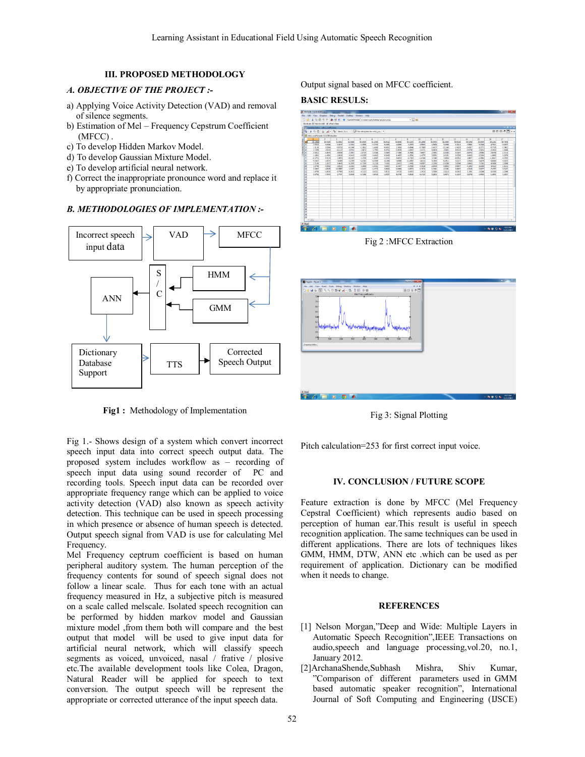## III. PROPOSED METHODOLOGY

### *A. OBJECTIVE OF THE PROJECT :-*

a) Applying Voice Activity Detection (VAD) and removal of silence segments.
b) Estimation of Mel – Frequency Cepstrum Coefficient (MFCC) .
c) To develop Hidden Markov Model.
d) To develop Gaussian Mixture Model.
e) To develop artificial neural network.
f) Correct the inappropriate pronounce word and replace it by appropriate pronunciation.

### *B. METHODOLOGIES OF IMPLEMENTATION :-*

**Fig1 :** Methodology of Implementation

Fig 1.- Shows design of a system which convert incorrect speech input data into correct speech output data. The proposed system includes workflow as – recording of speech input data using sound recorder of PC and recording tools. Speech input data can be recorded over appropriate frequency range which can be applied to voice activity detection (VAD) also known as speech activity detection. This technique can be used in speech processing in which presence or absence of human speech is detected. Output speech signal from VAD is use for calculating Mel Frequency.

Mel Frequency ceptrum coefficient is based on human peripheral auditory system. The human perception of the frequency contents for sound of speech signal does not follow a linear scale. Thus for each tone with an actual frequency measured in Hz, a subjective pitch is measured on a scale called melscale. Isolated speech recognition can be performed by hidden markov model and Gaussian mixture model ,from them both will compare and the best output that model will be used to give input data for artificial neural network, which will classify speech segments as voiced, unvoiced, nasal / frative / plosive etc.The available development tools like Colea, Dragon, Natural Reader will be applied for speech to text conversion. The output speech will be represent the appropriate or corrected utterance of the input speech data.

Output signal based on MFCC coefficient.

**BASIC RESULS:**

Fig 2 :MFCC Extraction

Fig 3: Signal Plotting

Pitch calculation=253 for first correct input voice.

## IV. CONCLUSION / FUTURE SCOPE

Feature extraction is done by MFCC (Mel Frequency Cepstral Coefficient) which represents audio based on perception of human ear.This result is useful in speech recognition application. The same techniques can be used in different applications. There are lots of techniques likes GMM, HMM, DTW, ANN etc .which can be used as per requirement of application. Dictionary can be modified when it needs to change.

## REFERENCES

[1] Nelson Morgan,"Deep and Wide: Multiple Layers in Automatic Speech Recognition",IEEE Transactions on audio,speech and language processing,vol.20, no.1, January 2012.

[2]ArchanaShende,Subhash Mishra, Shiv Kumar, "Comparison of different parameters used in GMM based automatic speaker recognition", International Journal of Soft Computing and Engineering (IJSCE)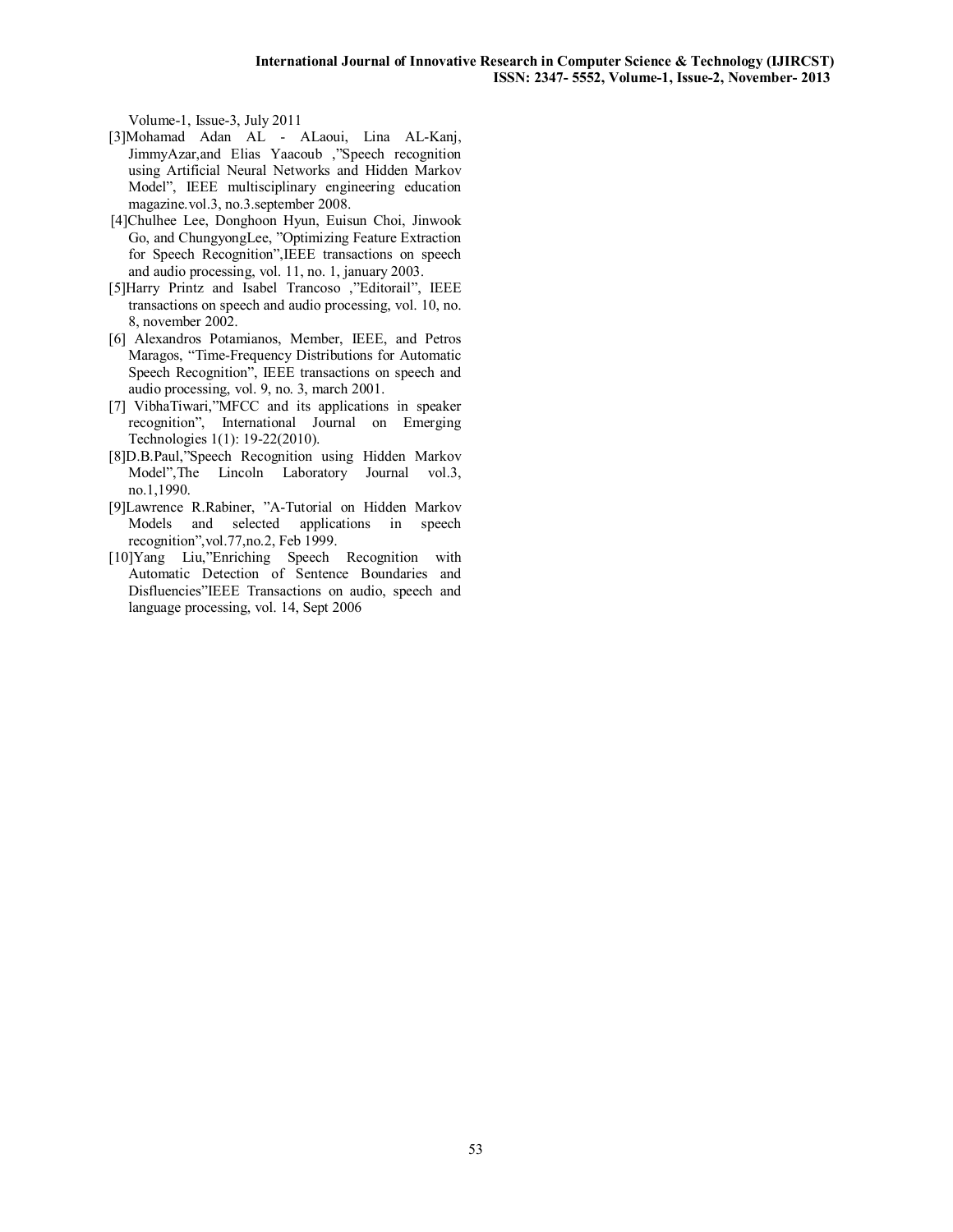Volume-1, Issue-3, July 2011

[3]Mohamad Adan AL - ALaoui, Lina AL-Kanj, JimmyAzar,and Elias Yaacoub ,"Speech recognition using Artificial Neural Networks and Hidden Markov Model", IEEE multisciplinary engineering education magazine.vol.3, no.3.september 2008.

[4]Chulhee Lee, Donghoon Hyun, Euisun Choi, Jinwook Go, and ChungyongLee, "Optimizing Feature Extraction for Speech Recognition",IEEE transactions on speech and audio processing, vol. 11, no. 1, january 2003.

[5]Harry Printz and Isabel Trancoso ,"Editorail", IEEE transactions on speech and audio processing, vol. 10, no. 8, november 2002.

[6] Alexandros Potamianos, Member, IEEE, and Petros Maragos, "Time-Frequency Distributions for Automatic Speech Recognition", IEEE transactions on speech and audio processing, vol. 9, no. 3, march 2001.

[7] VibhaTiwari,"MFCC and its applications in speaker recognition", International Journal on Emerging Technologies 1(1): 19-22(2010).

[8]D.B.Paul,"Speech Recognition using Hidden Markov Model",The Lincoln Laboratory Journal vol.3, no.1,1990.

[9]Lawrence R.Rabiner, "A-Tutorial on Hidden Markov Models and selected applications in speech recognition",vol.77,no.2, Feb 1999.

[10]Yang Liu,"Enriching Speech Recognition with Automatic Detection of Sentence Boundaries and Disfluencies"IEEE Transactions on audio, speech and language processing, vol. 14, Sept 2006